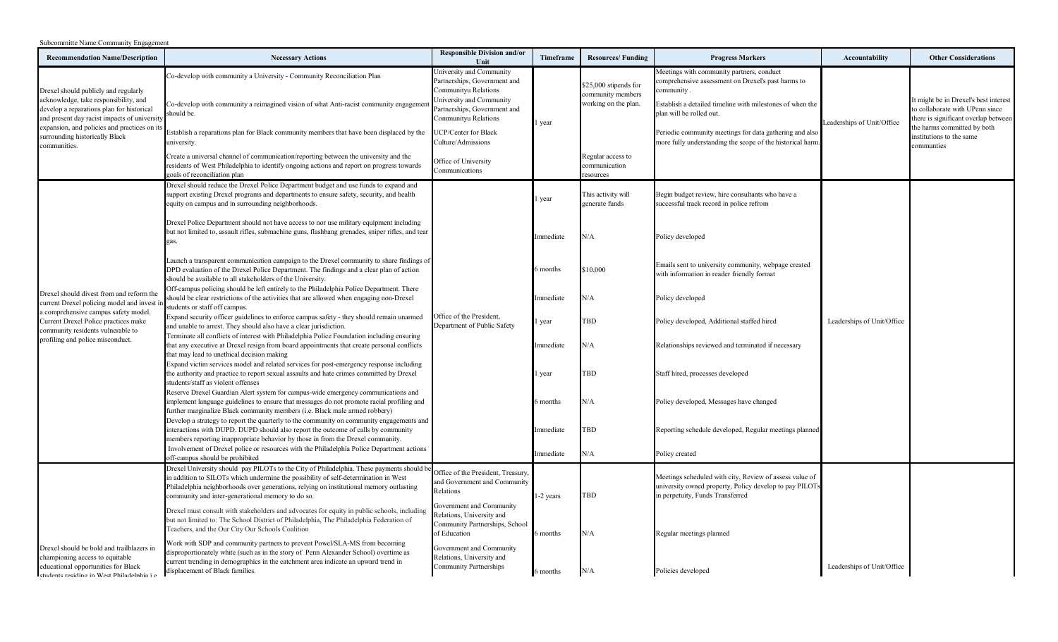Subcommitte Name:Community Engagement

| Recommendation Name/Description | Necessary Actions | Responsible Division and/or Unit | Timeframe | Resources/ Funding | Progress Markers | Accountability | Other Considerations |
|---|---|---|---|---|---|---|---|
| Drexel should publicly and regularly acknowledge, take responsibility, and develop a reparations plan for historical and present day racist impacts of university expansion, and policies and practices on its surrounding historically Black communities. | Co-develop with community a University - Community Reconciliation Plan | University and Community Partnerships, Government and Communityu Relations | 1 year | $25,000 stipends for community members working on the plan. | Meetings with community partners, conduct comprehensive assessment on Drexel's past harms to community . | Leaderships of Unit/Office | It might be in Drexel's best interest to collaborate with UPenn since there is significant overlap between the harms committed by both institutions to the same communties |
| | Co-develop with community a reimagined vision of what Anti-racist community engagement should be. | University and Community Partnerships, Government and Communityu Relations | | | Establish a detailed timeline with milestones of when the plan will be rolled out. | | |
| | Establish a reparations plan for Black community members that have been displaced by the university. | UCP/Center for Black Culture/Admissions | | | Periodic community meetings for data gathering and also more fully understanding the scope of the historical harm. | | |
| | Create a universal channel of communication/reporting between the university and the residents of West Philadelphia to identify ongoing actions and report on progress towards goals of reconciliation plan | Office of University Communications | | Regular access to communication resources | | | |
| Drexel should divest from and reform the current Drexel policing model and invest in a comprehensive campus safety model. Current Drexel Police practices make community residents vulnerable to profiling and police misconduct. | Drexel should reduce the Drexel Police Department budget and use funds to expand and support existing Drexel programs and departments to ensure safety, security, and health equity on campus and in surrounding neighborhoods. | Office of the President, Department of Public Safety | 1 year | This activity will generate funds | Begin budget review, hire consultants who have a successful track record in police refrom | Leaderships of Unit/Office | |
| | Drexel Police Department should not have access to nor use military equipment including but not limited to, assault rifles, submachine guns, flashbang grenades, sniper rifles, and tear gas. | | Immediate | N/A | Policy developed | | |
| | Launch a transparent communication campaign to the Drexel community to share findings of DPD evaluation of the Drexel Police Department. The findings and a clear plan of action should be available to all stakeholders of the University. | | 6 months | $10,000 | Emails sent to university community, webpage created with information in reader friendly format | | |
| | Off-campus policing should be left entirely to the Philadelphia Police Department. There should be clear restrictions of the activities that are allowed when engaging non-Drexel students or staff off campus. | | Immediate | N/A | Policy developed | | |
| | Expand security officer guidelines to enforce campus safety - they should remain unarmed and unable to arrest. They should also have a clear jurisdiction. | | 1 year | TBD | Policy developed, Additional staffed hired | | |
| | Terminate all conflicts of interest with Philadelphia Police Foundation including ensuring that any executive at Drexel resign from board appointments that create personal conflicts that may lead to unethical decision making | | Immediate | N/A | Relationships reviewed and terminated if necessary | | |
| | Expand victim services model and related services for post-emergency response including the authority and practice to report sexual assaults and hate crimes committed by Drexel students/staff as violent offenses | | 1 year | TBD | Staff hired, processes developed | | |
| | Reserve Drexel Guardian Alert system for campus-wide emergency communications and implement language guidelines to ensure that messages do not promote racial profiling and further marginalize Black community members (i.e. Black male armed robbery) | | 6 months | N/A | Policy developed, Messages have changed | | |
| | Develop a strategy to report the quarterly to the community on community engagements and interactions with DUPD. DUPD should also report the outcome of calls by community members reporting inappropriate behavior by those in from the Drexel community. | | Immediate | TBD | Reporting schedule developed, Regular meetings planned | | |
| | Involvement of Drexel police or resources with the Philadelphia Police Department actions off-campus should be prohibited | | Immediate | N/A | Policy created | | |
| Drexel should be bold and trailblazers in championing access to equitable educational opportunities for Black students residing in West Philadelphia i.e. | Drexel University should pay PILOTs to the City of Philadelphia. These payments should be in addition to SILOTs which undermine the possibility of self-determination in West Philadelphia neighborhoods over generations, relying on institutional memory outlasting community and inter-generational memory to do so. | Office of the President, Treasury, and Government and Community Relations | 1-2 years | TBD | Meetings scheduled with city, Review of assess value of university owned property, Policy develop to pay PILOTs in perpetuity, Funds Transferred | Leaderships of Unit/Office | |
| | Drexel must consult with stakeholders and advocates for equity in public schools, including but not limited to: The School District of Philadelphia, The Philadelphia Federation of Teachers, and the Our City Our Schools Coalition | Government and Community Relations, University and Community Partnerships, School of Education | 6 months | N/A | Regular meetings planned | | |
| | Work with SDP and community partners to prevent Powel/SLA-MS from becoming disproportionately white (such as in the story of Penn Alexander School) overtime as current trending in demographics in the catchment area indicate an upward trend in displacement of Black families. | Government and Community Relations, University and Community Partnerships | 6 months | N/A | Policies developed | | |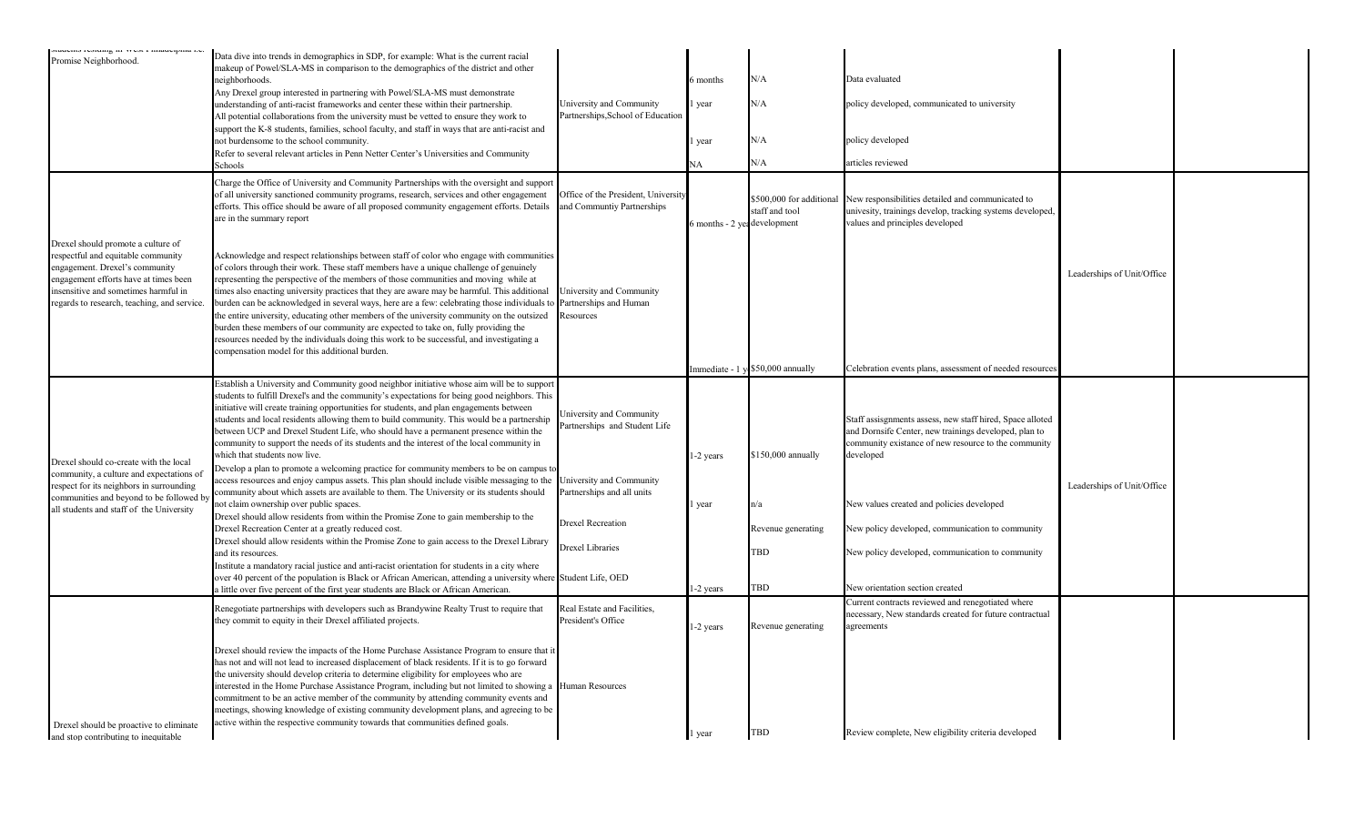| | | | | | | | |
|---|---|---|---|---|---|---|---|
| students residing in West Philadelphia i.e. Promise Neighborhood. | Data dive into trends in demographics in SDP, for example: What is the current racial makeup of Powel/SLA-MS in comparison to the demographics of the district and other neighborhoods. | | 6 months | N/A | Data evaluated | | |
| | Any Drexel group interested in partnering with Powel/SLA-MS must demonstrate understanding of anti-racist frameworks and center these within their partnership. | University and Community Partnerships,School of Education | 1 year | N/A | policy developed, communicated to university | | |
| | All potential collaborations from the university must be vetted to ensure they work to support the K-8 students, families, school faculty, and staff in ways that are anti-racist and not burdensome to the school community. | | 1 year | N/A | policy developed | | |
| | Refer to several relevant articles in Penn Netter Center's Universities and Community Schools | | NA | N/A | articles reviewed | | |
| Drexel should promote a culture of respectful and equitable community engagement. Drexel's community engagement efforts have at times been insensitive and sometimes harmful in regards to research, teaching, and service. | Charge the Office of University and Community Partnerships with the oversight and support of all university sanctioned community programs, research, services and other engagement efforts. This office should be aware of all proposed community engagement efforts. Details are in the summary report | Office of the President, University and Communtiy Partnerships | 6 months - 2 years | $500,000 for additional staff and tool development | New responsibilities detailed and communicated to univesity, trainings develop, tracking systems developed, values and principles developed | Leaderships of Unit/Office | |
| | Acknowledge and respect relationships between staff of color who engage with communities of colors through their work. These staff members have a unique challenge of genuinely representing the perspective of the members of those communities and moving while at times also enacting university practices that they are aware may be harmful. This additional burden can be acknowledged in several ways, here are a few: celebrating those individuals to the entire university, educating other members of the university community on the outsized burden these members of our community are expected to take on, fully providing the resources needed by the individuals doing this work to be successful, and investigating a compensation model for this additional burden. | University and Community Partnerships and Human Resources | Immediate - 1 year | $50,000 annually | Celebration events plans, assessment of needed resources | | |
| Drexel should co-create with the local community, a culture and expectations of respect for its neighbors in surrounding communities and beyond to be followed by all students and staff of the University | Establish a University and Community good neighbor initiative whose aim will be to support students to fulfill Drexel's and the community's expectations for being good neighbors. This initiative will create training opportunities for students, and plan engagements between students and local residents allowing them to build community. This would be a partnership between UCP and Drexel Student Life, who should have a permanent presence within the community to support the needs of its students and the interest of the local community in which that students now live. | University and Community Partnerships and Student Life | 1-2 years | $150,000 annually | Staff assisgnments assess, new staff hired, Space alloted and Dornsife Center, new trainings developed, plan to community existance of new resource to the community developed | Leaderships of Unit/Office | |
| | Develop a plan to promote a welcoming practice for community members to be on campus to access resources and enjoy campus assets. This plan should include visible messaging to the community about which assets are available to them. The University or its students should not claim ownership over public spaces. | University and Community Partnerships and all units | 1 year | n/a | New values created and policies developed | | |
| | Drexel should allow residents from within the Promise Zone to gain membership to the Drexel Recreation Center at a greatly reduced cost. | Drexel Recreation | | Revenue generating | New policy developed, communication to community | | |
| | Drexel should allow residents within the Promise Zone to gain access to the Drexel Library and its resources. | Drexel Libraries | | TBD | New policy developed, communication to community | | |
| | Institute a mandatory racial justice and anti-racist orientation for students in a city where over 40 percent of the population is Black or African American, attending a university where a little over five percent of the first year students are Black or African American. | Student Life, OED | 1-2 years | TBD | New orientation section created | | |
| Drexel should be proactive to eliminate and stop contributing to inequitable | Renegotiate partnerships with developers such as Brandywine Realty Trust to require that they commit to equity in their Drexel affiliated projects. | Real Estate and Facilities, President's Office | 1-2 years | Revenue generating | Current contracts reviewed and renegotiated where necessary, New standards created for future contractual agreements | | |
| | Drexel should review the impacts of the Home Purchase Assistance Program to ensure that it has not and will not lead to increased displacement of black residents. If it is to go forward the university should develop criteria to determine eligibility for employees who are interested in the Home Purchase Assistance Program, including but not limited to showing a commitment to be an active member of the community by attending community events and meetings, showing knowledge of existing community development plans, and agreeing to be active within the respective community towards that communities defined goals. | Human Resources | 1 year | TBD | Review complete, New eligibility criteria developed | | |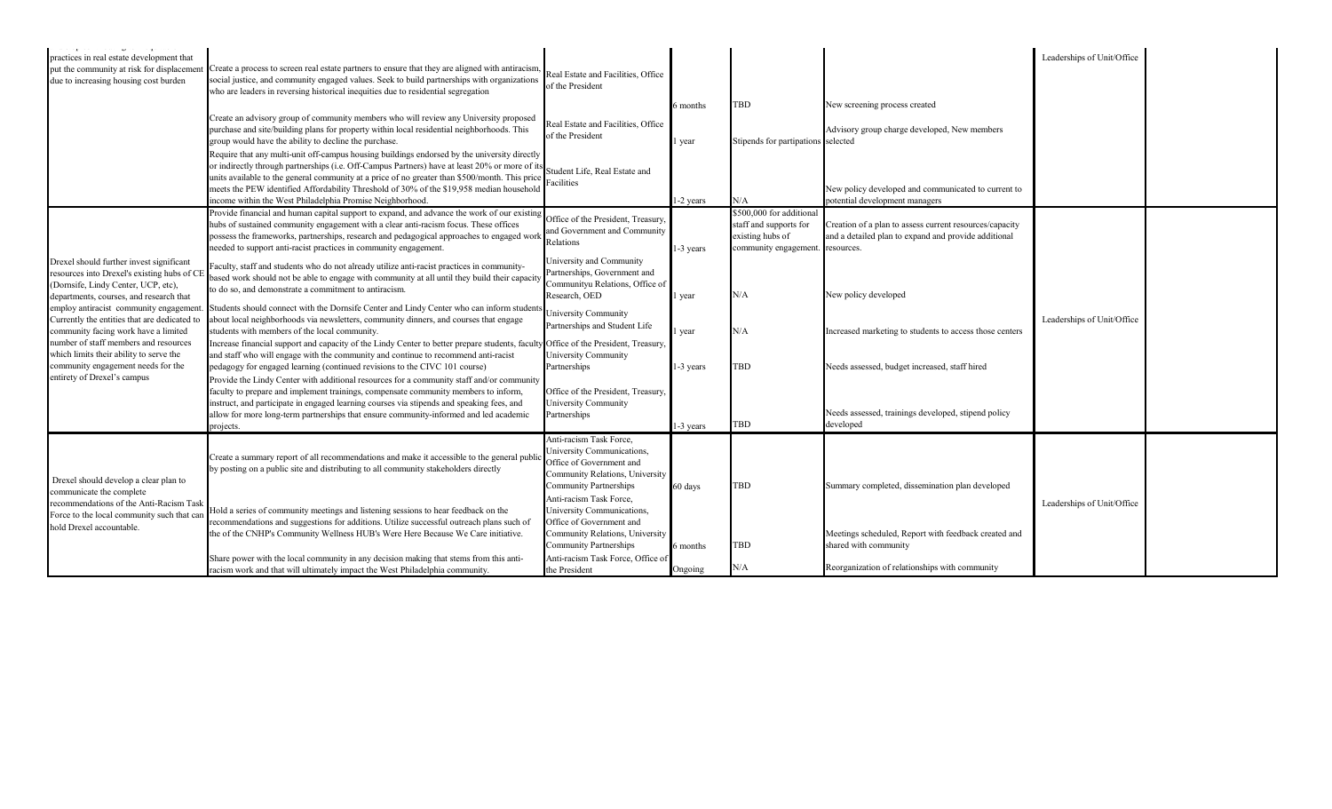| | | | | | | | |
|---|---|---|---|---|---|---|---|
| practices in real estate development that put the community at risk for displacement due to increasing housing cost burden | Create a process to screen real estate partners to ensure that they are aligned with antiracism, social justice, and community engaged values. Seek to build partnerships with organizations who are leaders in reversing historical inequities due to residential segregation | Real Estate and Facilities, Office of the President | 6 months | TBD | New screening process created | Leaderships of Unit/Office | |
| | Create an advisory group of community members who will review any University proposed purchase and site/building plans for property within local residential neighborhoods. This group would have the ability to decline the purchase. | Real Estate and Facilities, Office of the President | 1 year | Stipends for partipations | Advisory group charge developed, New members selected | | |
| | Require that any multi-unit off-campus housing buildings endorsed by the university directly or indirectly through partnerships (i.e. Off-Campus Partners) have at least 20% or more of its units available to the general community at a price of no greater than $500/month. This price meets the PEW identified Affordability Threshold of 30% of the $19,958 median household income within the West Philadelphia Promise Neighborhood. | Student Life, Real Estate and Facilities | 1-2 years | N/A | New policy developed and communicated to current to potential development managers | | |
| Drexel should further invest significant resources into Drexel's existing hubs of CE (Dornsife, Lindy Center, UCP, etc), departments, courses, and research that employ antiracist community engagement. Currently the entities that are dedicated to community facing work have a limited number of staff members and resources which limits their ability to serve the community engagement needs for the entirety of Drexel's campus | Provide financial and human capital support to expand, and advance the work of our existing hubs of sustained community engagement with a clear anti-racism focus. These offices possess the frameworks, partnerships, research and pedagogical approaches to engaged work needed to support anti-racist practices in community engagement. | Office of the President, Treasury, and Government and Community Relations | 1-3 years | $500,000 for additional staff and supports for existing hubs of community engagement. | Creation of a plan to assess current resources/capacity and a detailed plan to expand and provide additional resources. | Leaderships of Unit/Office | |
| | Faculty, staff and students who do not already utilize anti-racist practices in community-based work should not be able to engage with community at all until they build their capacity to do so, and demonstrate a commitment to antiracism. | University and Community Partnerships, Government and Communityu Relations, Office of Research, OED | 1 year | N/A | New policy developed | | |
| | Students should connect with the Dornsife Center and Lindy Center who can inform students about local neighborhoods via newsletters, community dinners, and courses that engage students with members of the local community. | University Community Partnerships and Student Life | 1 year | N/A | Increased marketing to students to access those centers | | |
| | Increase financial support and capacity of the Lindy Center to better prepare students, faculty and staff who will engage with the community and continue to recommend anti-racist pedagogy for engaged learning (continued revisions to the CIVC 101 course) | Office of the President, Treasury, University Community Partnerships | 1-3 years | TBD | Needs assessed, budget increased, staff hired | | |
| | Provide the Lindy Center with additional resources for a community staff and/or community faculty to prepare and implement trainings, compensate community members to inform, instruct, and participate in engaged learning courses via stipends and speaking fees, and allow for more long-term partnerships that ensure community-informed and led academic projects. | Office of the President, Treasury, University Community Partnerships | 1-3 years | TBD | Needs assessed, trainings developed, stipend policy developed | | |
| Drexel should develop a clear plan to communicate the complete recommendations of the Anti-Racism Task Force to the local community such that can hold Drexel accountable. | Create a summary report of all recommendations and make it accessible to the general public by posting on a public site and distributing to all community stakeholders directly | Anti-racism Task Force, University Communications, Office of Government and Community Relations, University Community Partnerships | 60 days | TBD | Summary completed, dissemination plan developed | Leaderships of Unit/Office | |
| | Hold a series of community meetings and listening sessions to hear feedback on the recommendations and suggestions for additions. Utilize successful outreach plans such of the of the CNHP's Community Wellness HUB's Were Here Because We Care initiative. | Anti-racism Task Force, University Communications, Office of Government and Community Relations, University Community Partnerships | 6 months | TBD | Meetings scheduled, Report with feedback created and shared with community | | |
| | Share power with the local community in any decision making that stems from this anti-racism work and that will ultimately impact the West Philadelphia community. | Anti-racism Task Force, Office of the President | Ongoing | N/A | Reorganization of relationships with community | | |